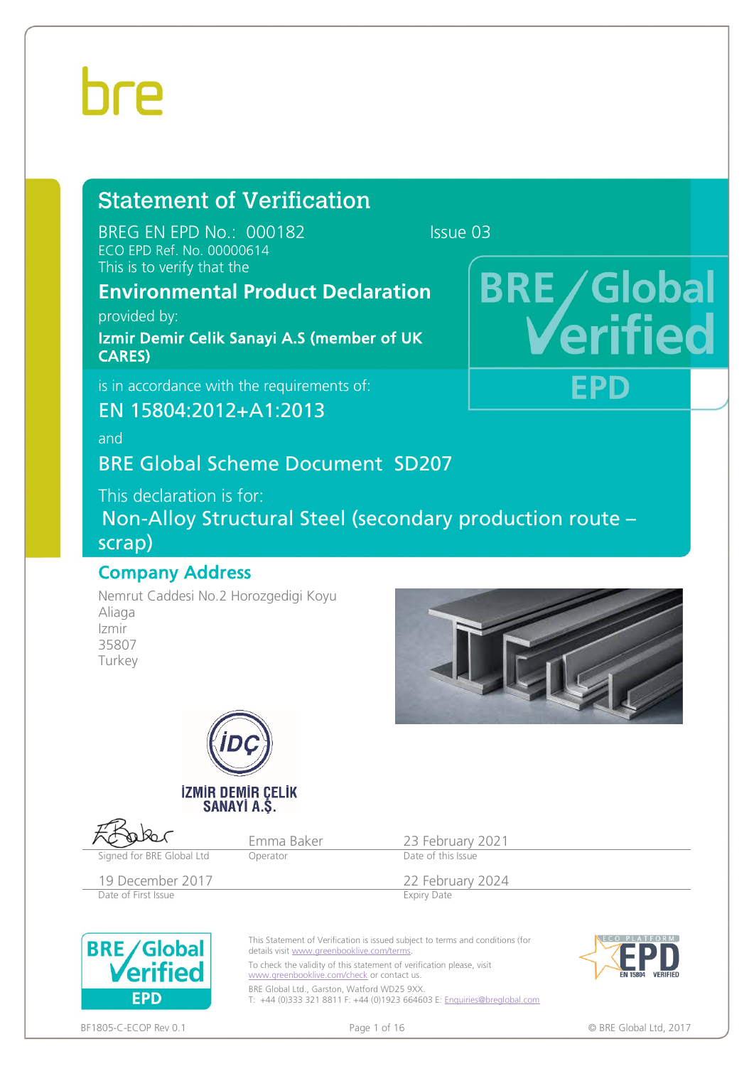bre

# Statement of Verification

BREG EN EPD No.: 000182 Issue 03

ECO EPD Ref. No. 00000614

This is to verify that the

## Environmental Product Declaration

provided by:

**Izmir Demir Celik Sanayi A.S (member of UK CARES)**

is in accordance with the requirements of:

EN 15804:2012+A1:2013

and

BRE Global Scheme Document SD207

This declaration is for:

Non-Alloy Structural Steel (secondary production route – scrap)

BRE Global Verified EPD

## Company Address

Nemrut Caddesi No.2 Horozgedigi Koyu
Aliaga
Izmir
35807
Turkey

İZMİR DEMİR ÇELİK SANAYİ A.Ş.

| Signed for BRE Global Ltd | Emma Baker<br>Operator | 23 February 2021<br>Date of this Issue |
|---|---|---|
| 19 December 2017<br>Date of First Issue | | 22 February 2024<br>Expiry Date |

This Statement of Verification is issued subject to terms and conditions (for details visit www.greenbooklive.com/terms.

To check the validity of this statement of verification please, visit www.greenbooklive.com/check or contact us.

BRE Global Ltd., Garston, Watford WD25 9XX.
T: +44 (0)333 321 8811 F: +44 (0)1923 664603 E: Enquiries@breglobal.com

ECO PLATFORM EPD EN 15804 VERIFIED

BF1805-C-ECOP Rev 0.1

© BRE Global Ltd, 2017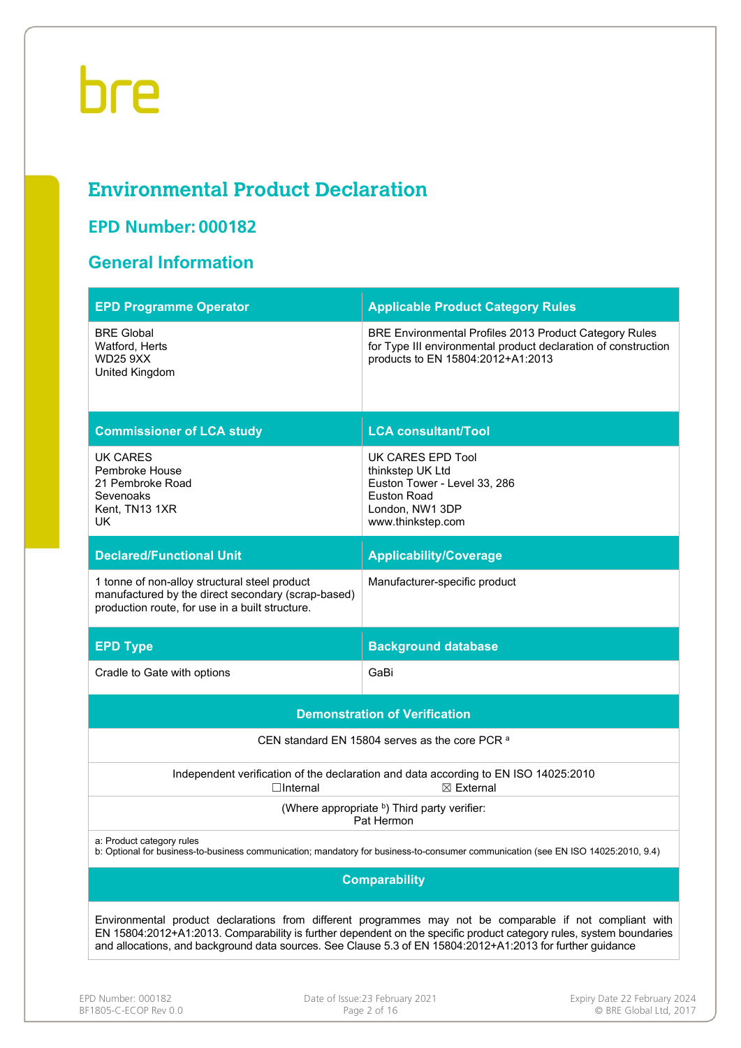# Environmental Product Declaration

## EPD Number: 000182

## General Information

| EPD Programme Operator | Applicable Product Category Rules |
| --- | --- |
| BRE Global<br>Watford, Herts<br>WD25 9XX<br>United Kingdom | BRE Environmental Profiles 2013 Product Category Rules for Type III environmental product declaration of construction products to EN 15804:2012+A1:2013 |
| **Commissioner of LCA study** | **LCA consultant/Tool** |
| UK CARES<br>Pembroke House<br>21 Pembroke Road<br>Sevenoaks<br>Kent, TN13 1XR<br>UK | UK CARES EPD Tool<br>thinkstep UK Ltd<br>Euston Tower - Level 33, 286<br>Euston Road<br>London, NW1 3DP<br>www.thinkstep.com |
| **Declared/Functional Unit** | **Applicability/Coverage** |
| 1 tonne of non-alloy structural steel product manufactured by the direct secondary (scrap-based) production route, for use in a built structure. | Manufacturer-specific product |
| **EPD Type** | **Background database** |
| Cradle to Gate with options | GaBi |

| Demonstration of Verification |
| --- |
| CEN standard EN 15804 serves as the core PCR [a] |
| Independent verification of the declaration and data according to EN ISO 14025:2010<br>☐Internal ☒ External |
| (Where appropriate [b]) Third party verifier:<br>Pat Hermon |
| a: Product category rules<br>b: Optional for business-to-business communication; mandatory for business-to-consumer communication (see EN ISO 14025:2010, 9.4) |

| Comparability |
| --- |
| Environmental product declarations from different programmes may not be comparable if not compliant with EN 15804:2012+A1:2013. Comparability is further dependent on the specific product category rules, system boundaries and allocations, and background data sources. See Clause 5.3 of EN 15804:2012+A1:2013 for further guidance |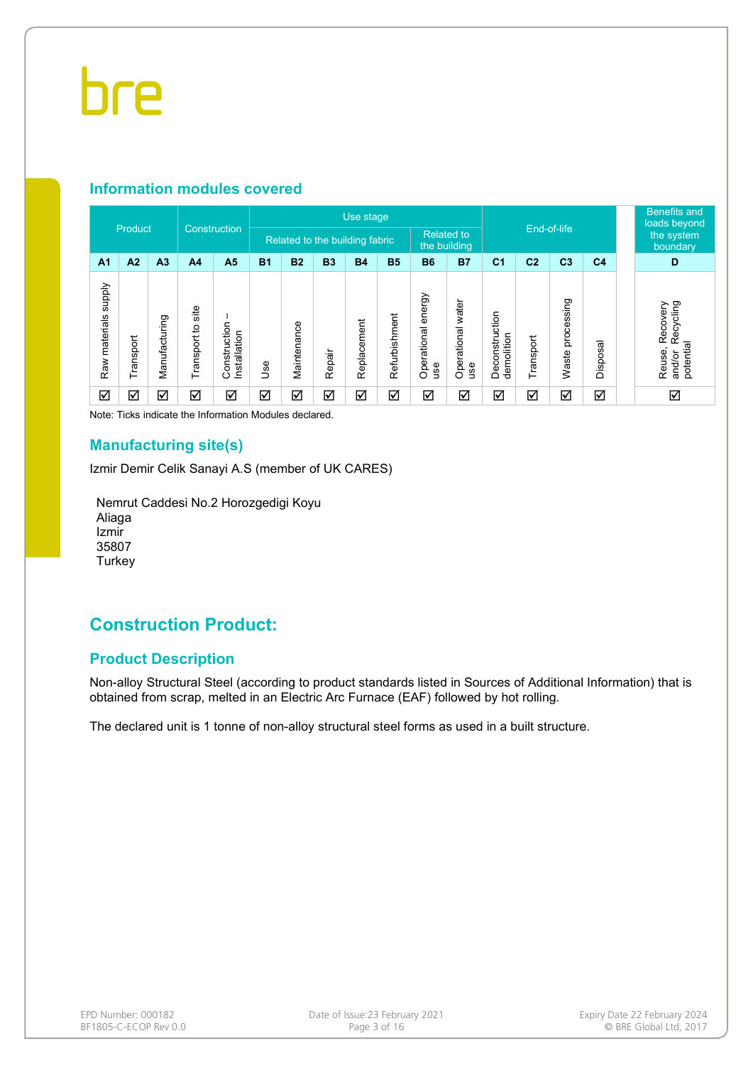## Information modules covered

| Product | | | Construction | | Use stage | | | | | | | End-of-life | | | | Benefits and loads beyond the system boundary |
|---|---|---|---|---|---|---|---|---|---|---|---|---|---|---|---|---|
| | | | | | Related to the building fabric | | | | | Related to the building | | | | | | |
| A1 | A2 | A3 | A4 | A5 | B1 | B2 | B3 | B4 | B5 | B6 | B7 | C1 | C2 | C3 | C4 | D |
| Raw materials supply | Transport | Manufacturing | Transport to site | Construction – Installation | Use | Maintenance | Repair | Replacement | Refurbishment | Operational energy use | Operational water use | Deconstruction demolition | Transport | Waste processing | Disposal | Reuse, Recovery and/or Recycling potential |
| ☑ | ☑ | ☑ | ☑ | ☑ | ☑ | ☑ | ☑ | ☑ | ☑ | ☑ | ☑ | ☑ | ☑ | ☑ | ☑ | ☑ |

Note: Ticks indicate the Information Modules declared.

## Manufacturing site(s)

Izmir Demir Celik Sanayi A.S (member of UK CARES)

Nemrut Caddesi No.2 Horozgedigi Koyu
Aliaga
Izmir
35807
Turkey

# Construction Product:

## Product Description

Non-alloy Structural Steel (according to product standards listed in Sources of Additional Information) that is obtained from scrap, melted in an Electric Arc Furnace (EAF) followed by hot rolling.

The declared unit is 1 tonne of non-alloy structural steel forms as used in a built structure.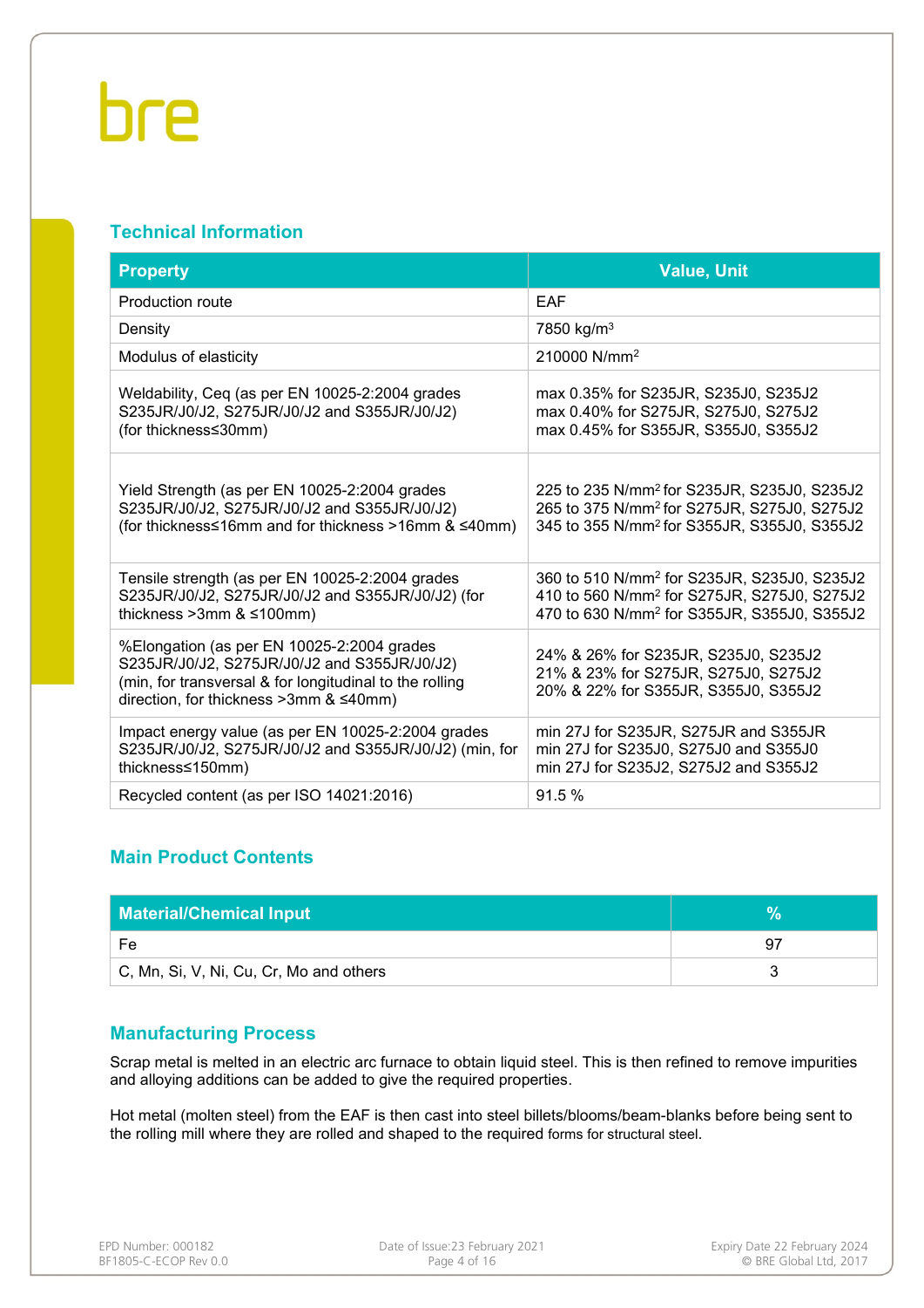## Technical Information

| Property | Value, Unit |
|---|---|
| Production route | EAF |
| Density | 7850 kg/m$^3$ |
| Modulus of elasticity | 210000 N/mm$^2$ |
| Weldability, Ceq (as per EN 10025-2:2004 grades S235JR/J0/J2, S275JR/J0/J2 and S355JR/J0/J2) (for thickness≤30mm) | max 0.35% for S235JR, S235J0, S235J2<br>max 0.40% for S275JR, S275J0, S275J2<br>max 0.45% for S355JR, S355J0, S355J2 |
| Yield Strength (as per EN 10025-2:2004 grades S235JR/J0/J2, S275JR/J0/J2 and S355JR/J0/J2) (for thickness≤16mm and for thickness >16mm & ≤40mm) | 225 to 235 N/mm$^2$ for S235JR, S235J0, S235J2<br>265 to 375 N/mm$^2$ for S275JR, S275J0, S275J2<br>345 to 355 N/mm$^2$ for S355JR, S355J0, S355J2 |
| Tensile strength (as per EN 10025-2:2004 grades S235JR/J0/J2, S275JR/J0/J2 and S355JR/J0/J2) (for thickness >3mm & ≤100mm) | 360 to 510 N/mm$^2$ for S235JR, S235J0, S235J2<br>410 to 560 N/mm$^2$ for S275JR, S275J0, S275J2<br>470 to 630 N/mm$^2$ for S355JR, S355J0, S355J2 |
| %Elongation (as per EN 10025-2:2004 grades S235JR/J0/J2, S275JR/J0/J2 and S355JR/J0/J2) (min, for transversal & for longitudinal to the rolling direction, for thickness >3mm & ≤40mm) | 24% & 26% for S235JR, S235J0, S235J2<br>21% & 23% for S275JR, S275J0, S275J2<br>20% & 22% for S355JR, S355J0, S355J2 |
| Impact energy value (as per EN 10025-2:2004 grades S235JR/J0/J2, S275JR/J0/J2 and S355JR/J0/J2) (min, for thickness≤150mm) | min 27J for S235JR, S275JR and S355JR<br>min 27J for S235J0, S275J0 and S355J0<br>min 27J for S235J2, S275J2 and S355J2 |
| Recycled content (as per ISO 14021:2016) | 91.5 % |

## Main Product Contents

| Material/Chemical Input | % |
|---|---|
| Fe | 97 |
| C, Mn, Si, V, Ni, Cu, Cr, Mo and others | 3 |

## Manufacturing Process

Scrap metal is melted in an electric arc furnace to obtain liquid steel. This is then refined to remove impurities and alloying additions can be added to give the required properties.

Hot metal (molten steel) from the EAF is then cast into steel billets/blooms/beam-blanks before being sent to the rolling mill where they are rolled and shaped to the required forms for structural steel.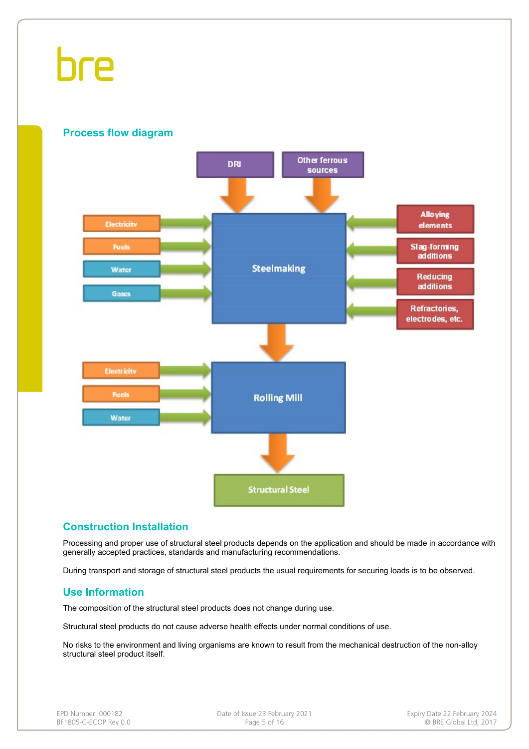## Process flow diagram

DRI | Other ferrous sources

Electricity, Fuels, Water, Gases → **Steelmaking** ← Alloying elements, Slag-forming additions, Reducing additions, Refractories, electrodes, etc.

Steelmaking → Rolling Mill

Electricity, Fuels, Water → **Rolling Mill**

Rolling Mill → **Structural Steel**

## Construction Installation

Processing and proper use of structural steel products depends on the application and should be made in accordance with generally accepted practices, standards and manufacturing recommendations.

During transport and storage of structural steel products the usual requirements for securing loads is to be observed.

## Use Information

The composition of the structural steel products does not change during use.

Structural steel products do not cause adverse health effects under normal conditions of use.

No risks to the environment and living organisms are known to result from the mechanical destruction of the non-alloy structural steel product itself.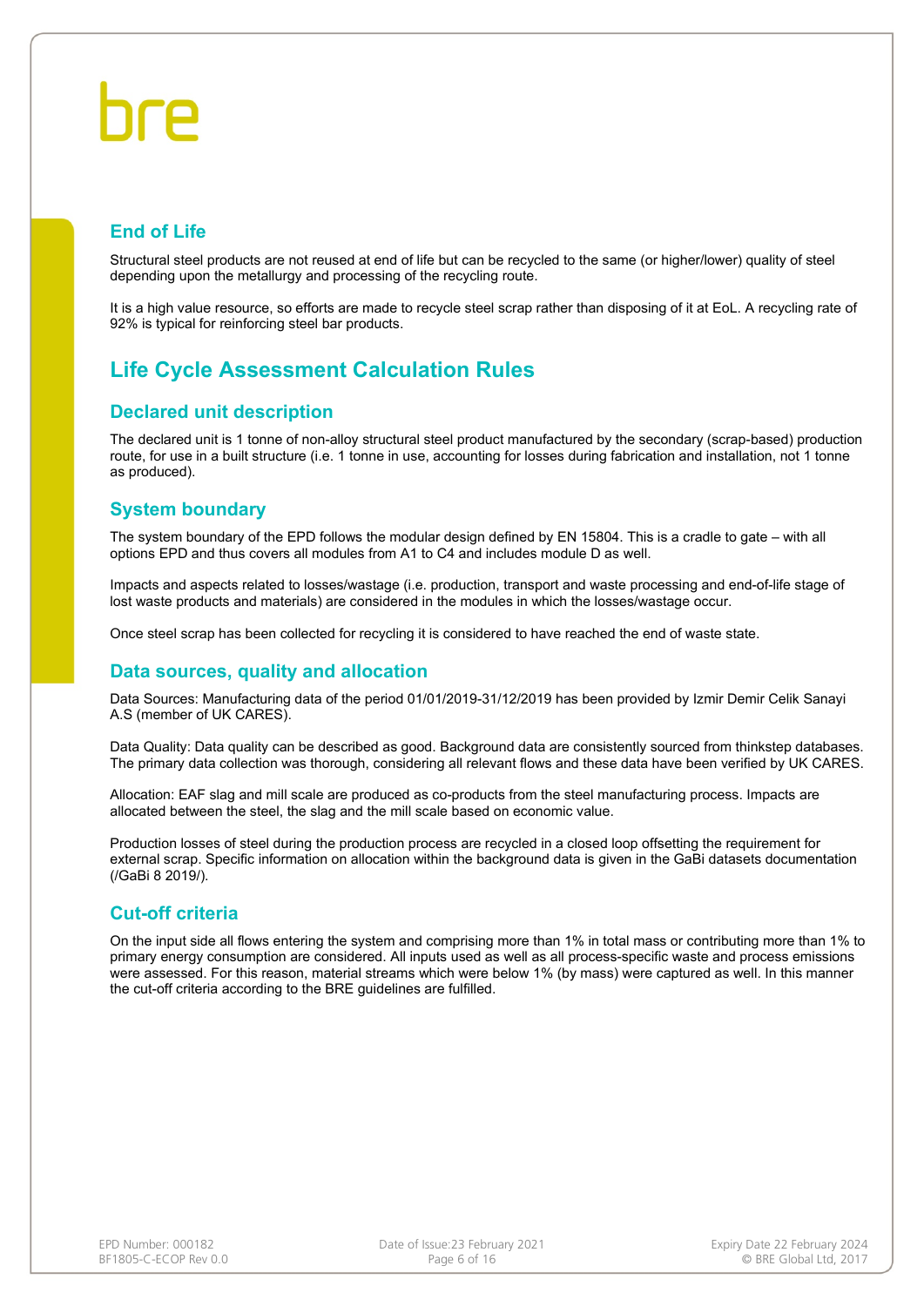## End of Life

Structural steel products are not reused at end of life but can be recycled to the same (or higher/lower) quality of steel depending upon the metallurgy and processing of the recycling route.

It is a high value resource, so efforts are made to recycle steel scrap rather than disposing of it at EoL. A recycling rate of 92% is typical for reinforcing steel bar products.

# Life Cycle Assessment Calculation Rules

## Declared unit description

The declared unit is 1 tonne of non-alloy structural steel product manufactured by the secondary (scrap-based) production route, for use in a built structure (i.e. 1 tonne in use, accounting for losses during fabrication and installation, not 1 tonne as produced).

## System boundary

The system boundary of the EPD follows the modular design defined by EN 15804. This is a cradle to gate – with all options EPD and thus covers all modules from A1 to C4 and includes module D as well.

Impacts and aspects related to losses/wastage (i.e. production, transport and waste processing and end-of-life stage of lost waste products and materials) are considered in the modules in which the losses/wastage occur.

Once steel scrap has been collected for recycling it is considered to have reached the end of waste state.

## Data sources, quality and allocation

Data Sources: Manufacturing data of the period 01/01/2019-31/12/2019 has been provided by Izmir Demir Celik Sanayi A.S (member of UK CARES).

Data Quality: Data quality can be described as good. Background data are consistently sourced from thinkstep databases. The primary data collection was thorough, considering all relevant flows and these data have been verified by UK CARES.

Allocation: EAF slag and mill scale are produced as co-products from the steel manufacturing process. Impacts are allocated between the steel, the slag and the mill scale based on economic value.

Production losses of steel during the production process are recycled in a closed loop offsetting the requirement for external scrap. Specific information on allocation within the background data is given in the GaBi datasets documentation (/GaBi 8 2019/).

## Cut-off criteria

On the input side all flows entering the system and comprising more than 1% in total mass or contributing more than 1% to primary energy consumption are considered. All inputs used as well as all process-specific waste and process emissions were assessed. For this reason, material streams which were below 1% (by mass) were captured as well. In this manner the cut-off criteria according to the BRE guidelines are fulfilled.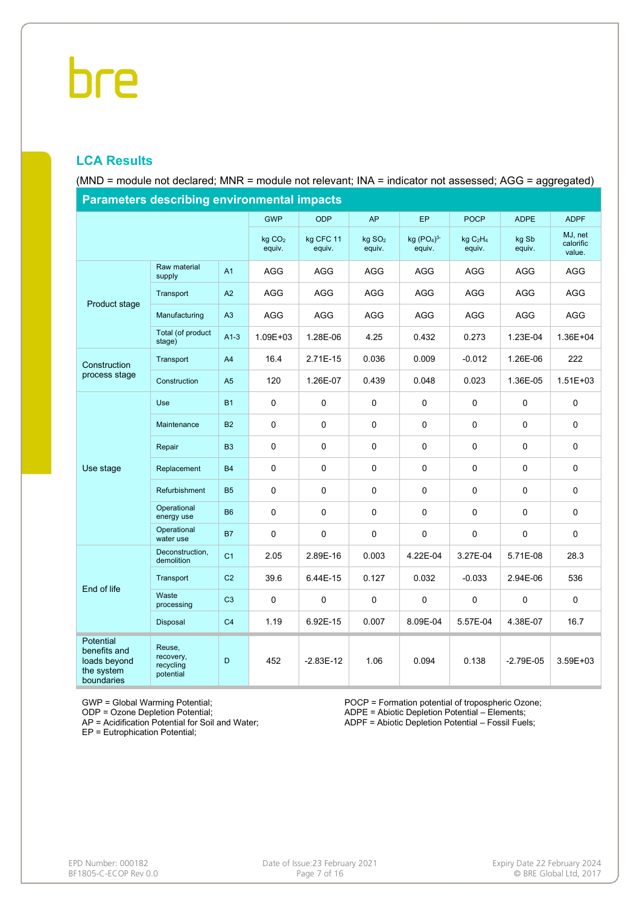## LCA Results

(MND = module not declared; MNR = module not relevant; INA = indicator not assessed; AGG = aggregated)

| Parameters describing environmental impacts | | | GWP | ODP | AP | EP | POCP | ADPE | ADPF |
|---|---|---|---|---|---|---|---|---|---|
| | | | kg $CO_2$ equiv. | kg CFC 11 equiv. | kg $SO_2$ equiv. | kg $(PO_4)^{3-}$ equiv. | kg $C_2H_4$ equiv. | kg Sb equiv. | MJ, net calorific value. |
| Product stage | Raw material supply | A1 | AGG | AGG | AGG | AGG | AGG | AGG | AGG |
| | Transport | A2 | AGG | AGG | AGG | AGG | AGG | AGG | AGG |
| | Manufacturing | A3 | AGG | AGG | AGG | AGG | AGG | AGG | AGG |
| | Total (of product stage) | A1-3 | 1.09E+03 | 1.28E-06 | 4.25 | 0.432 | 0.273 | 1.23E-04 | 1.36E+04 |
| Construction process stage | Transport | A4 | 16.4 | 2.71E-15 | 0.036 | 0.009 | -0.012 | 1.26E-06 | 222 |
| | Construction | A5 | 120 | 1.26E-07 | 0.439 | 0.048 | 0.023 | 1.36E-05 | 1.51E+03 |
| Use stage | Use | B1 | 0 | 0 | 0 | 0 | 0 | 0 | 0 |
| | Maintenance | B2 | 0 | 0 | 0 | 0 | 0 | 0 | 0 |
| | Repair | B3 | 0 | 0 | 0 | 0 | 0 | 0 | 0 |
| | Replacement | B4 | 0 | 0 | 0 | 0 | 0 | 0 | 0 |
| | Refurbishment | B5 | 0 | 0 | 0 | 0 | 0 | 0 | 0 |
| | Operational energy use | B6 | 0 | 0 | 0 | 0 | 0 | 0 | 0 |
| | Operational water use | B7 | 0 | 0 | 0 | 0 | 0 | 0 | 0 |
| End of life | Deconstruction, demolition | C1 | 2.05 | 2.89E-16 | 0.003 | 4.22E-04 | 3.27E-04 | 5.71E-08 | 28.3 |
| | Transport | C2 | 39.6 | 6.44E-15 | 0.127 | 0.032 | -0.033 | 2.94E-06 | 536 |
| | Waste processing | C3 | 0 | 0 | 0 | 0 | 0 | 0 | 0 |
| | Disposal | C4 | 1.19 | 6.92E-15 | 0.007 | 8.09E-04 | 5.57E-04 | 4.38E-07 | 16.7 |
| Potential benefits and loads beyond the system boundaries | Reuse, recovery, recycling potential | D | 452 | -2.83E-12 | 1.06 | 0.094 | 0.138 | -2.79E-05 | 3.59E+03 |

GWP = Global Warming Potential;
ODP = Ozone Depletion Potential;
AP = Acidification Potential for Soil and Water;
EP = Eutrophication Potential;
POCP = Formation potential of tropospheric Ozone;
ADPE = Abiotic Depletion Potential – Elements;
ADPF = Abiotic Depletion Potential – Fossil Fuels;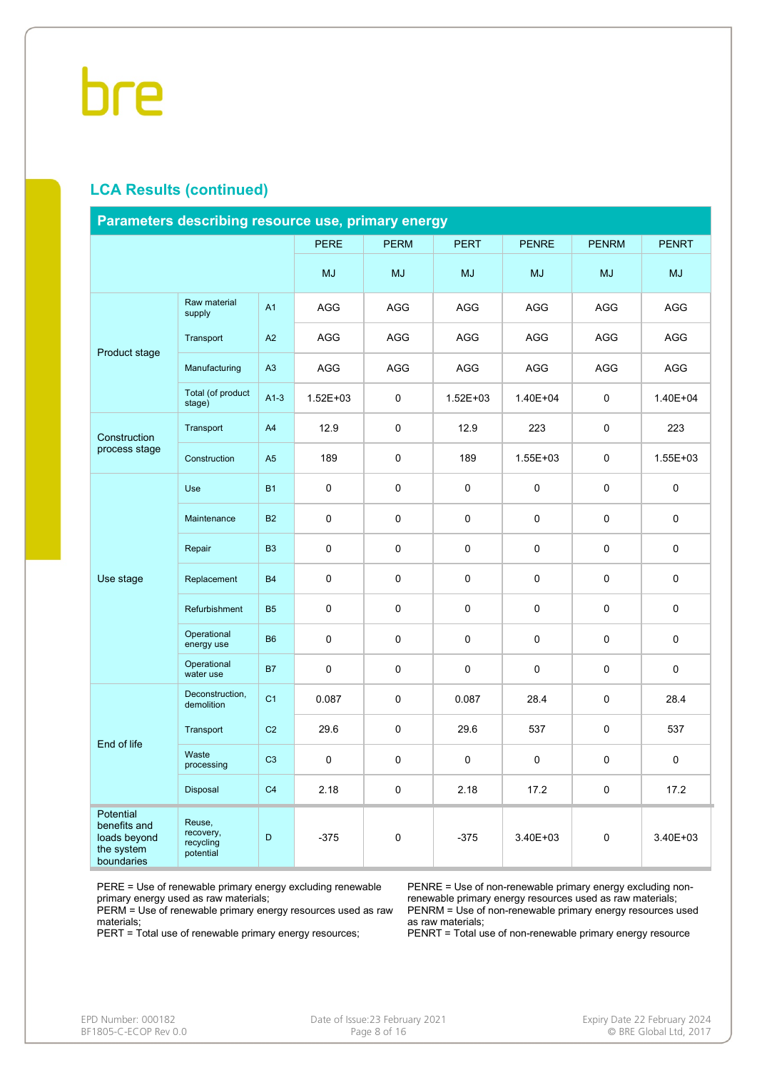## LCA Results (continued)

| Parameters describing resource use, primary energy | | | PERE | PERM | PERT | PENRE | PENRM | PENRT |
|---|---|---|---|---|---|---|---|---|
| | | | MJ | MJ | MJ | MJ | MJ | MJ |
| Product stage | Raw material supply | A1 | AGG | AGG | AGG | AGG | AGG | AGG |
| | Transport | A2 | AGG | AGG | AGG | AGG | AGG | AGG |
| | Manufacturing | A3 | AGG | AGG | AGG | AGG | AGG | AGG |
| | Total (of product stage) | A1-3 | 1.52E+03 | 0 | 1.52E+03 | 1.40E+04 | 0 | 1.40E+04 |
| Construction process stage | Transport | A4 | 12.9 | 0 | 12.9 | 223 | 0 | 223 |
| | Construction | A5 | 189 | 0 | 189 | 1.55E+03 | 0 | 1.55E+03 |
| Use stage | Use | B1 | 0 | 0 | 0 | 0 | 0 | 0 |
| | Maintenance | B2 | 0 | 0 | 0 | 0 | 0 | 0 |
| | Repair | B3 | 0 | 0 | 0 | 0 | 0 | 0 |
| | Replacement | B4 | 0 | 0 | 0 | 0 | 0 | 0 |
| | Refurbishment | B5 | 0 | 0 | 0 | 0 | 0 | 0 |
| | Operational energy use | B6 | 0 | 0 | 0 | 0 | 0 | 0 |
| | Operational water use | B7 | 0 | 0 | 0 | 0 | 0 | 0 |
| End of life | Deconstruction, demolition | C1 | 0.087 | 0 | 0.087 | 28.4 | 0 | 28.4 |
| | Transport | C2 | 29.6 | 0 | 29.6 | 537 | 0 | 537 |
| | Waste processing | C3 | 0 | 0 | 0 | 0 | 0 | 0 |
| | Disposal | C4 | 2.18 | 0 | 2.18 | 17.2 | 0 | 17.2 |
| Potential benefits and loads beyond the system boundaries | Reuse, recovery, recycling potential | D | -375 | 0 | -375 | 3.40E+03 | 0 | 3.40E+03 |

PERE = Use of renewable primary energy excluding renewable primary energy used as raw materials;
PERM = Use of renewable primary energy resources used as raw materials;
PERT = Total use of renewable primary energy resources;

PENRE = Use of non-renewable primary energy excluding non-renewable primary energy resources used as raw materials;
PENRM = Use of non-renewable primary energy resources used as raw materials;
PENRT = Total use of non-renewable primary energy resource

EPD Number: 000182
BF1805-C-ECOP Rev 0.0

Date of Issue:23 February 2021

Expiry Date 22 February 2024
© BRE Global Ltd, 2017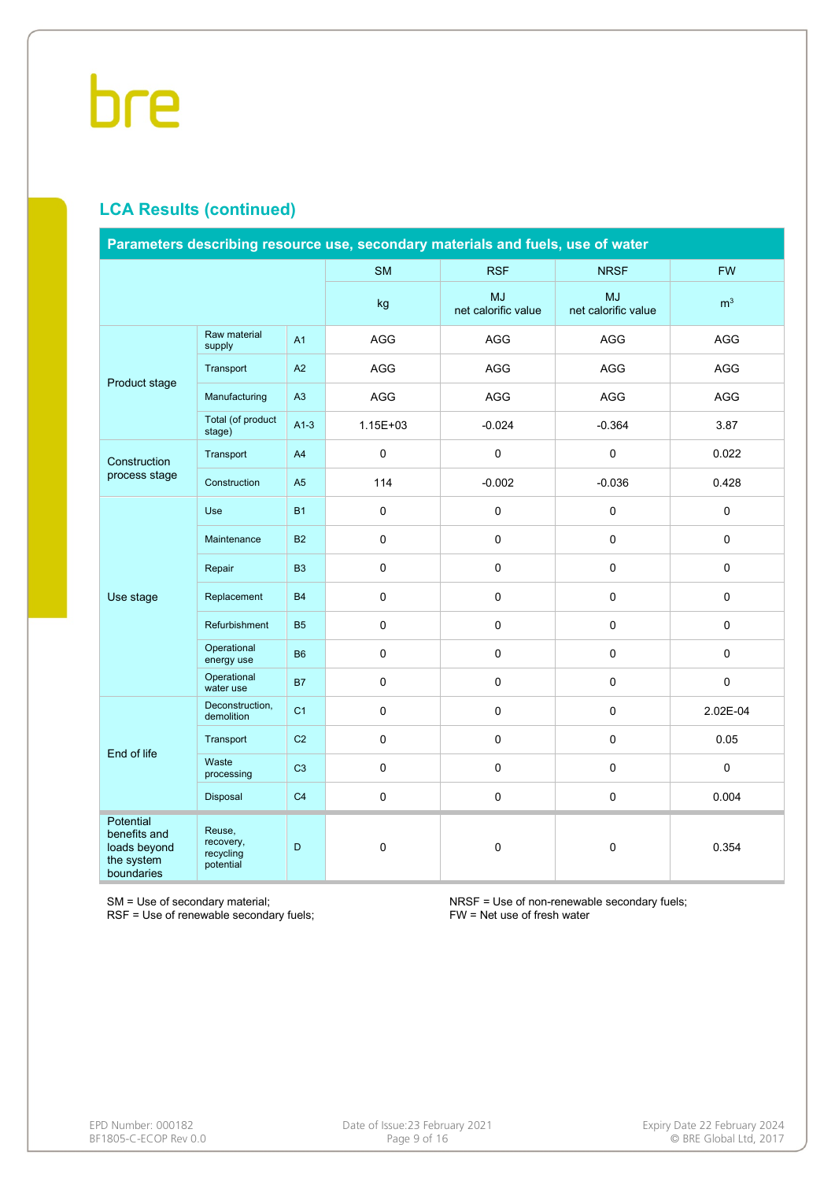## LCA Results (continued)

| Parameters describing resource use, secondary materials and fuels, use of water | | | | | | |
|---|---|---|---|---|---|---|
| | | | SM | RSF | NRSF | FW |
| | | | kg | MJ net calorific value | MJ net calorific value | $m^3$ |
| Product stage | Raw material supply | A1 | AGG | AGG | AGG | AGG |
| | Transport | A2 | AGG | AGG | AGG | AGG |
| | Manufacturing | A3 | AGG | AGG | AGG | AGG |
| | Total (of product stage) | A1-3 | 1.15E+03 | -0.024 | -0.364 | 3.87 |
| Construction process stage | Transport | A4 | 0 | 0 | 0 | 0.022 |
| | Construction | A5 | 114 | -0.002 | -0.036 | 0.428 |
| Use stage | Use | B1 | 0 | 0 | 0 | 0 |
| | Maintenance | B2 | 0 | 0 | 0 | 0 |
| | Repair | B3 | 0 | 0 | 0 | 0 |
| | Replacement | B4 | 0 | 0 | 0 | 0 |
| | Refurbishment | B5 | 0 | 0 | 0 | 0 |
| | Operational energy use | B6 | 0 | 0 | 0 | 0 |
| | Operational water use | B7 | 0 | 0 | 0 | 0 |
| End of life | Deconstruction, demolition | C1 | 0 | 0 | 0 | 2.02E-04 |
| | Transport | C2 | 0 | 0 | 0 | 0.05 |
| | Waste processing | C3 | 0 | 0 | 0 | 0 |
| | Disposal | C4 | 0 | 0 | 0 | 0.004 |
| Potential benefits and loads beyond the system boundaries | Reuse, recovery, recycling potential | D | 0 | 0 | 0 | 0.354 |

SM = Use of secondary material;
RSF = Use of renewable secondary fuels;
NRSF = Use of non-renewable secondary fuels;
FW = Net use of fresh water

EPD Number: 000182
BF1805-C-ECOP Rev 0.0

Date of Issue:23 February 2021

Expiry Date 22 February 2024
© BRE Global Ltd, 2017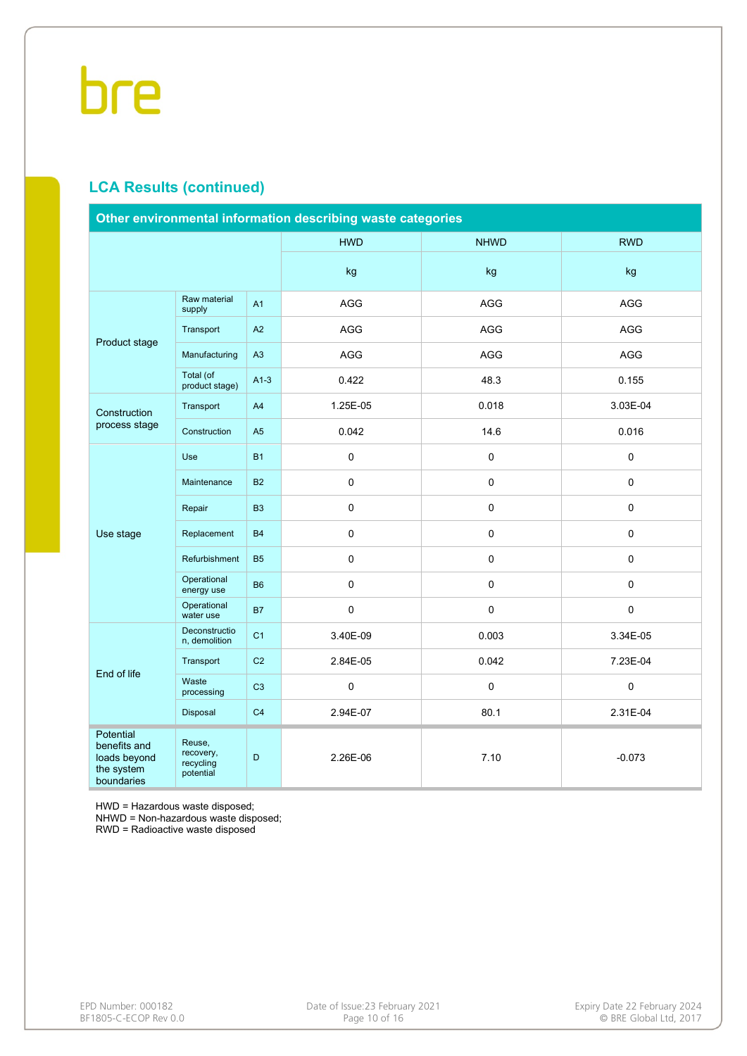## LCA Results (continued)

| Other environmental information describing waste categories | | | HWD | NHWD | RWD |
|---|---|---|---|---|---|
| | | | kg | kg | kg |
| Product stage | Raw material supply | A1 | AGG | AGG | AGG |
| | Transport | A2 | AGG | AGG | AGG |
| | Manufacturing | A3 | AGG | AGG | AGG |
| | Total (of product stage) | A1-3 | 0.422 | 48.3 | 0.155 |
| Construction process stage | Transport | A4 | 1.25E-05 | 0.018 | 3.03E-04 |
| | Construction | A5 | 0.042 | 14.6 | 0.016 |
| Use stage | Use | B1 | 0 | 0 | 0 |
| | Maintenance | B2 | 0 | 0 | 0 |
| | Repair | B3 | 0 | 0 | 0 |
| | Replacement | B4 | 0 | 0 | 0 |
| | Refurbishment | B5 | 0 | 0 | 0 |
| | Operational energy use | B6 | 0 | 0 | 0 |
| | Operational water use | B7 | 0 | 0 | 0 |
| End of life | Deconstruction, demolition | C1 | 3.40E-09 | 0.003 | 3.34E-05 |
| | Transport | C2 | 2.84E-05 | 0.042 | 7.23E-04 |
| | Waste processing | C3 | 0 | 0 | 0 |
| | Disposal | C4 | 2.94E-07 | 80.1 | 2.31E-04 |
| Potential benefits and loads beyond the system boundaries | Reuse, recovery, recycling potential | D | 2.26E-06 | 7.10 | -0.073 |

HWD = Hazardous waste disposed;
NHWD = Non-hazardous waste disposed;
RWD = Radioactive waste disposed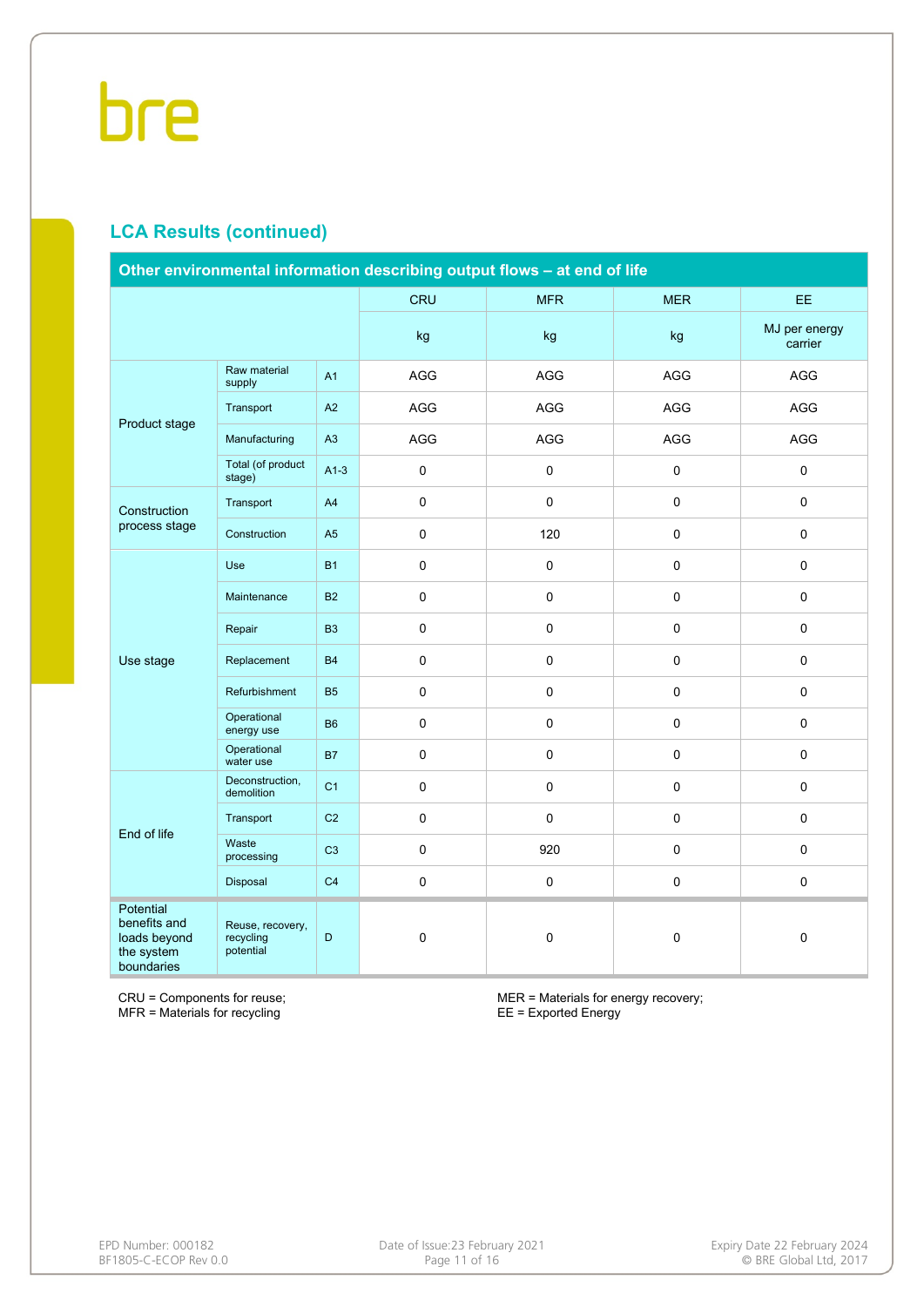## LCA Results (continued)

| Other environmental information describing output flows – at end of life | | | CRU | MFR | MER | EE |
|---|---|---|---|---|---|---|
| | | | kg | kg | kg | MJ per energy carrier |
| Product stage | Raw material supply | A1 | AGG | AGG | AGG | AGG |
| | Transport | A2 | AGG | AGG | AGG | AGG |
| | Manufacturing | A3 | AGG | AGG | AGG | AGG |
| | Total (of product stage) | A1-3 | 0 | 0 | 0 | 0 |
| Construction process stage | Transport | A4 | 0 | 0 | 0 | 0 |
| | Construction | A5 | 0 | 120 | 0 | 0 |
| Use stage | Use | B1 | 0 | 0 | 0 | 0 |
| | Maintenance | B2 | 0 | 0 | 0 | 0 |
| | Repair | B3 | 0 | 0 | 0 | 0 |
| | Replacement | B4 | 0 | 0 | 0 | 0 |
| | Refurbishment | B5 | 0 | 0 | 0 | 0 |
| | Operational energy use | B6 | 0 | 0 | 0 | 0 |
| | Operational water use | B7 | 0 | 0 | 0 | 0 |
| End of life | Deconstruction, demolition | C1 | 0 | 0 | 0 | 0 |
| | Transport | C2 | 0 | 0 | 0 | 0 |
| | Waste processing | C3 | 0 | 920 | 0 | 0 |
| | Disposal | C4 | 0 | 0 | 0 | 0 |
| Potential benefits and loads beyond the system boundaries | Reuse, recovery, recycling potential | D | 0 | 0 | 0 | 0 |

CRU = Components for reuse;
MFR = Materials for recycling

MER = Materials for energy recovery;
EE = Exported Energy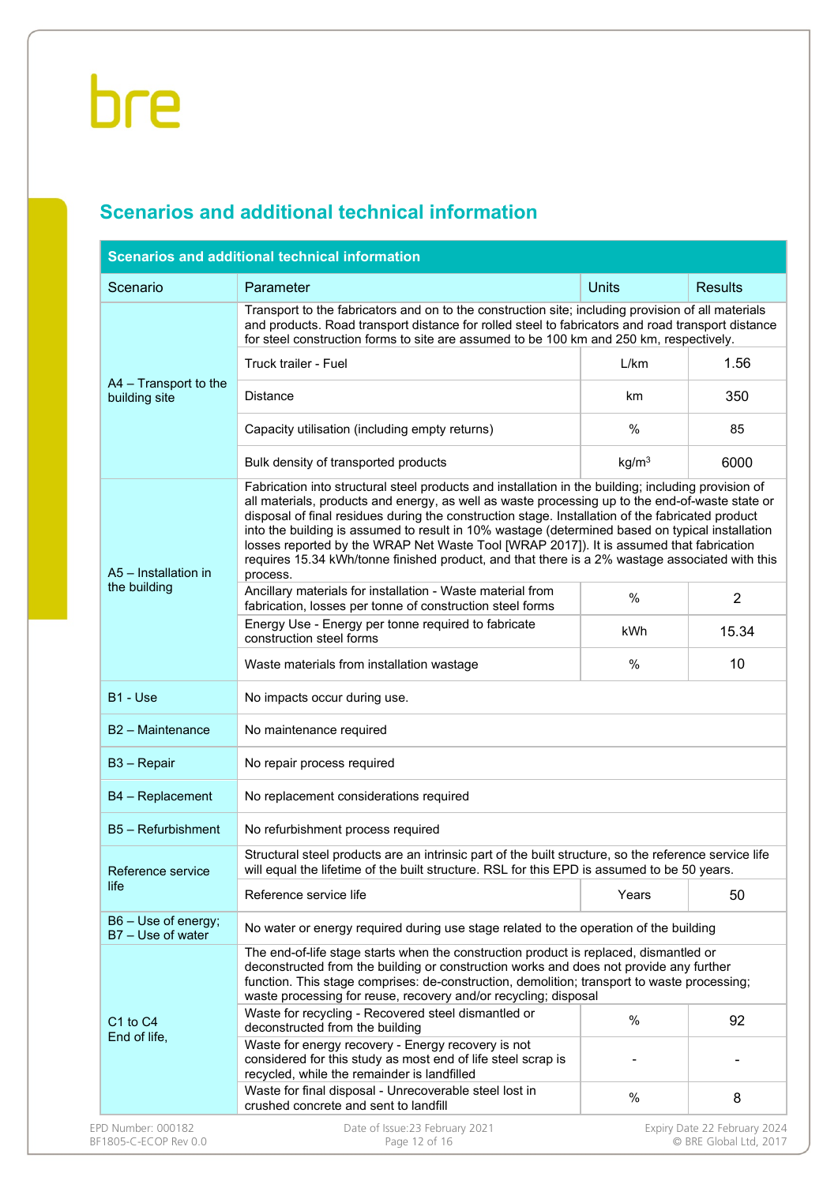## Scenarios and additional technical information

| Scenarios and additional technical information | | | |
|---|---|---|---|
| Scenario | Parameter | Units | Results |
| A4 – Transport to the building site | Transport to the fabricators and on to the construction site; including provision of all materials and products. Road transport distance for rolled steel to fabricators and road transport distance for steel construction forms to site are assumed to be 100 km and 250 km, respectively. | | |
| | Truck trailer - Fuel | L/km | 1.56 |
| | Distance | km | 350 |
| | Capacity utilisation (including empty returns) | % | 85 |
| | Bulk density of transported products | kg/m$^3$ | 6000 |
| A5 – Installation in the building | Fabrication into structural steel products and installation in the building; including provision of all materials, products and energy, as well as waste processing up to the end-of-waste state or disposal of final residues during the construction stage. Installation of the fabricated product into the building is assumed to result in 10% wastage (determined based on typical installation losses reported by the WRAP Net Waste Tool [WRAP 2017]). It is assumed that fabrication requires 15.34 kWh/tonne finished product, and that there is a 2% wastage associated with this process. | | |
| | Ancillary materials for installation - Waste material from fabrication, losses per tonne of construction steel forms | % | 2 |
| | Energy Use - Energy per tonne required to fabricate construction steel forms | kWh | 15.34 |
| | Waste materials from installation wastage | % | 10 |
| B1 - Use | No impacts occur during use. | | |
| B2 – Maintenance | No maintenance required | | |
| B3 – Repair | No repair process required | | |
| B4 – Replacement | No replacement considerations required | | |
| B5 – Refurbishment | No refurbishment process required | | |
| Reference service life | Structural steel products are an intrinsic part of the built structure, so the reference service life will equal the lifetime of the built structure. RSL for this EPD is assumed to be 50 years. | | |
| | Reference service life | Years | 50 |
| B6 – Use of energy; B7 – Use of water | No water or energy required during use stage related to the operation of the building | | |
| C1 to C4 End of life, | The end-of-life stage starts when the construction product is replaced, dismantled or deconstructed from the building or construction works and does not provide any further function. This stage comprises: de-construction, demolition; transport to waste processing; waste processing for reuse, recovery and/or recycling; disposal | | |
| | Waste for recycling - Recovered steel dismantled or deconstructed from the building | % | 92 |
| | Waste for energy recovery - Energy recovery is not considered for this study as most end of life steel scrap is recycled, while the remainder is landfilled | - | - |
| | Waste for final disposal - Unrecoverable steel lost in crushed concrete and sent to landfill | % | 8 |

EPD Number: 000182
BF1805-C-ECOP Rev 0.0

Date of Issue:23 February 2021

Expiry Date 22 February 2024
© BRE Global Ltd, 2017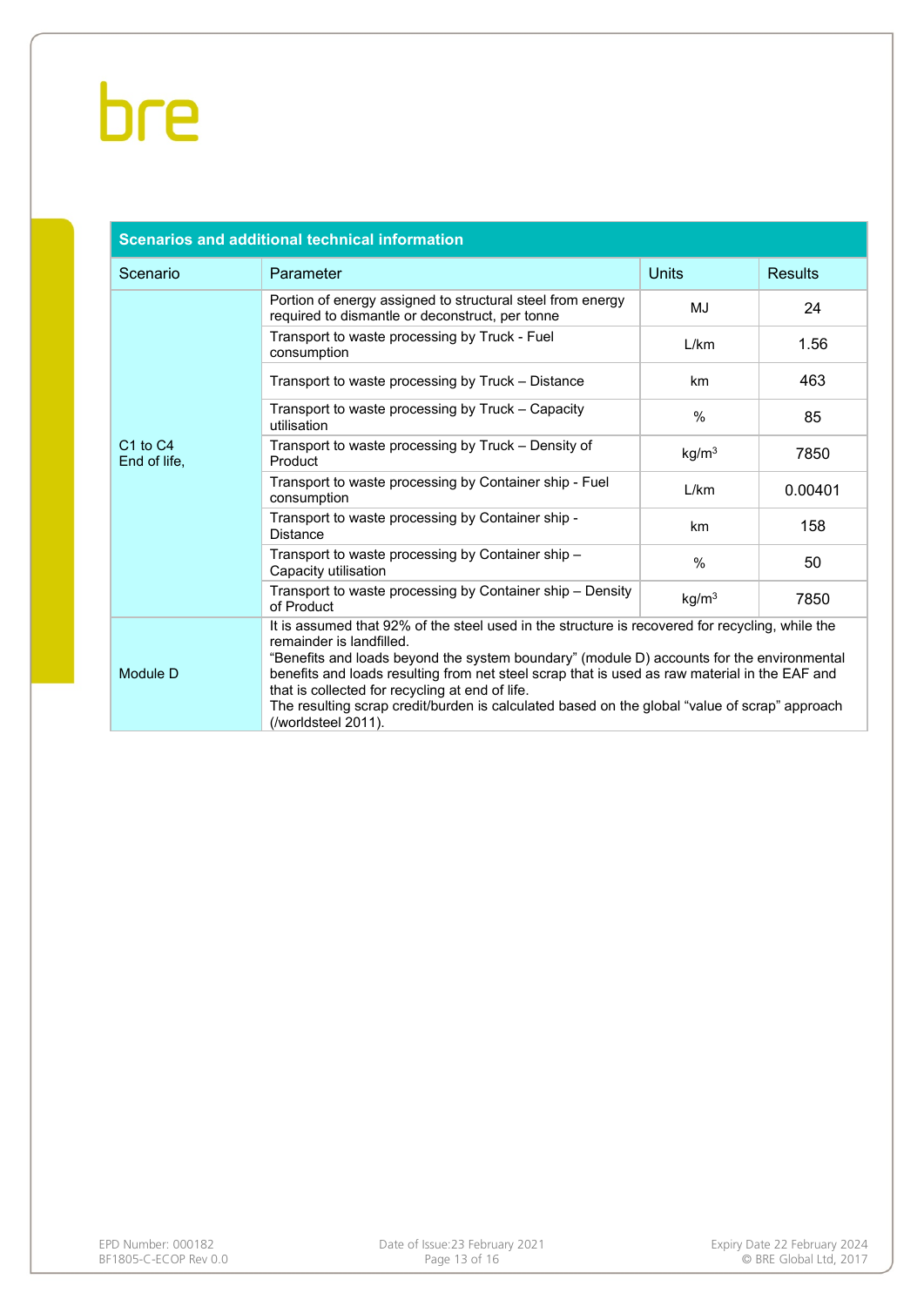| Scenarios and additional technical information | | | |
|---|---|---|---|
| Scenario | Parameter | Units | Results |
| C1 to C4 End of life, | Portion of energy assigned to structural steel from energy required to dismantle or deconstruct, per tonne | MJ | 24 |
| | Transport to waste processing by Truck - Fuel consumption | L/km | 1.56 |
| | Transport to waste processing by Truck – Distance | km | 463 |
| | Transport to waste processing by Truck – Capacity utilisation | % | 85 |
| | Transport to waste processing by Truck – Density of Product | kg/m$^3$ | 7850 |
| | Transport to waste processing by Container ship - Fuel consumption | L/km | 0.00401 |
| | Transport to waste processing by Container ship - Distance | km | 158 |
| | Transport to waste processing by Container ship – Capacity utilisation | % | 50 |
| | Transport to waste processing by Container ship – Density of Product | kg/m$^3$ | 7850 |
| Module D | It is assumed that 92% of the steel used in the structure is recovered for recycling, while the remainder is landfilled.<br>“Benefits and loads beyond the system boundary” (module D) accounts for the environmental benefits and loads resulting from net steel scrap that is used as raw material in the EAF and that is collected for recycling at end of life.<br>The resulting scrap credit/burden is calculated based on the global “value of scrap” approach (/worldsteel 2011). | | |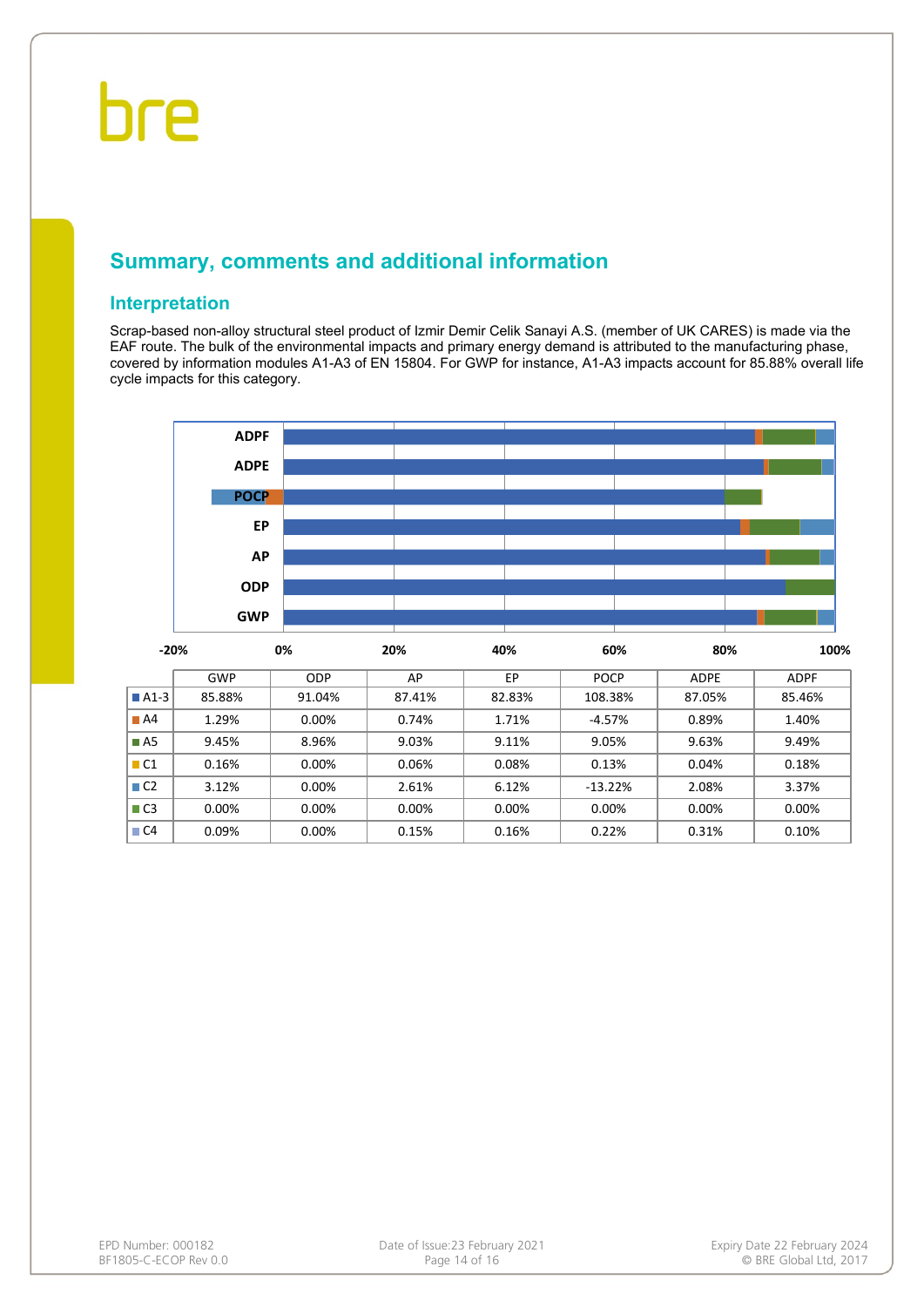## Summary, comments and additional information

### Interpretation

Scrap-based non-alloy structural steel product of Izmir Demir Celik Sanayi A.S. (member of UK CARES) is made via the EAF route. The bulk of the environmental impacts and primary energy demand is attributed to the manufacturing phase, covered by information modules A1-A3 of EN 15804. For GWP for instance, A1-A3 impacts account for 85.88% overall life cycle impacts for this category.

| | GWP | ODP | AP | EP | POCP | ADPE | ADPF |
|---|---|---|---|---|---|---|---|
| A1-3 | 85.88% | 91.04% | 87.41% | 82.83% | 108.38% | 87.05% | 85.46% |
| A4 | 1.29% | 0.00% | 0.74% | 1.71% | -4.57% | 0.89% | 1.40% |
| A5 | 9.45% | 8.96% | 9.03% | 9.11% | 9.05% | 9.63% | 9.49% |
| C1 | 0.16% | 0.00% | 0.06% | 0.08% | 0.13% | 0.04% | 0.18% |
| C2 | 3.12% | 0.00% | 2.61% | 6.12% | -13.22% | 2.08% | 3.37% |
| C3 | 0.00% | 0.00% | 0.00% | 0.00% | 0.00% | 0.00% | 0.00% |
| C4 | 0.09% | 0.00% | 0.15% | 0.16% | 0.22% | 0.31% | 0.10% |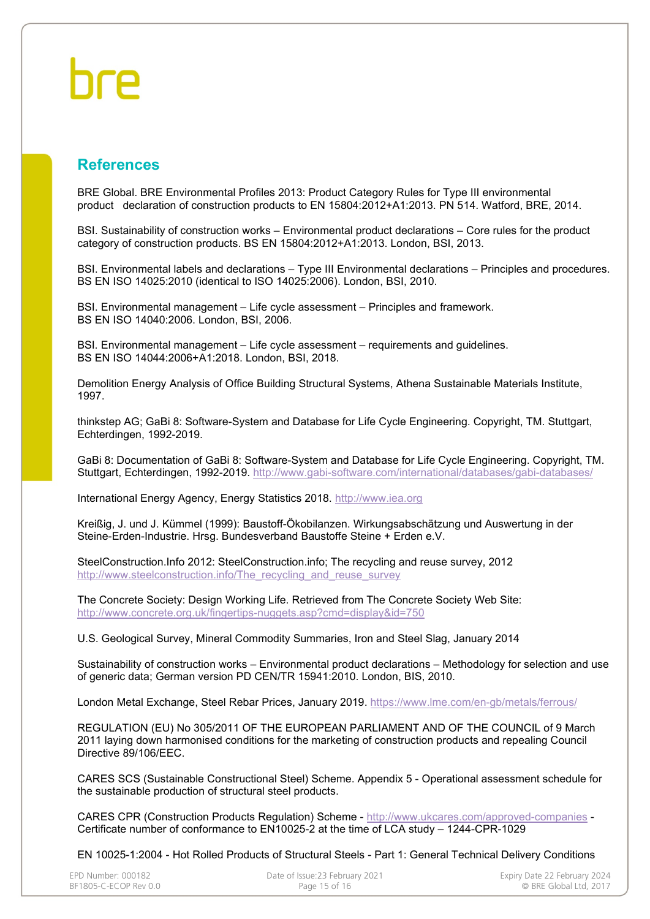## References

BRE Global. BRE Environmental Profiles 2013: Product Category Rules for Type III environmental product declaration of construction products to EN 15804:2012+A1:2013. PN 514. Watford, BRE, 2014.

BSI. Sustainability of construction works – Environmental product declarations – Core rules for the product category of construction products. BS EN 15804:2012+A1:2013. London, BSI, 2013.

BSI. Environmental labels and declarations – Type III Environmental declarations – Principles and procedures. BS EN ISO 14025:2010 (identical to ISO 14025:2006). London, BSI, 2010.

BSI. Environmental management – Life cycle assessment – Principles and framework. BS EN ISO 14040:2006. London, BSI, 2006.

BSI. Environmental management – Life cycle assessment – requirements and guidelines. BS EN ISO 14044:2006+A1:2018. London, BSI, 2018.

Demolition Energy Analysis of Office Building Structural Systems, Athena Sustainable Materials Institute, 1997.

thinkstep AG; GaBi 8: Software-System and Database for Life Cycle Engineering. Copyright, TM. Stuttgart, Echterdingen, 1992-2019.

GaBi 8: Documentation of GaBi 8: Software-System and Database for Life Cycle Engineering. Copyright, TM. Stuttgart, Echterdingen, 1992-2019. http://www.gabi-software.com/international/databases/gabi-databases/

International Energy Agency, Energy Statistics 2018. http://www.iea.org

Kreißig, J. und J. Kümmel (1999): Baustoff-Ökobilanzen. Wirkungsabschätzung und Auswertung in der Steine-Erden-Industrie. Hrsg. Bundesverband Baustoffe Steine + Erden e.V.

SteelConstruction.Info 2012: SteelConstruction.info; The recycling and reuse survey, 2012 http://www.steelconstruction.info/The_recycling_and_reuse_survey

The Concrete Society: Design Working Life. Retrieved from The Concrete Society Web Site: http://www.concrete.org.uk/fingertips-nuggets.asp?cmd=display&id=750

U.S. Geological Survey, Mineral Commodity Summaries, Iron and Steel Slag, January 2014

Sustainability of construction works – Environmental product declarations – Methodology for selection and use of generic data; German version PD CEN/TR 15941:2010. London, BIS, 2010.

London Metal Exchange, Steel Rebar Prices, January 2019. https://www.lme.com/en-gb/metals/ferrous/

REGULATION (EU) No 305/2011 OF THE EUROPEAN PARLIAMENT AND OF THE COUNCIL of 9 March 2011 laying down harmonised conditions for the marketing of construction products and repealing Council Directive 89/106/EEC.

CARES SCS (Sustainable Constructional Steel) Scheme. Appendix 5 - Operational assessment schedule for the sustainable production of structural steel products.

CARES CPR (Construction Products Regulation) Scheme - http://www.ukcares.com/approved-companies - Certificate number of conformance to EN10025-2 at the time of LCA study – 1244-CPR-1029

EN 10025-1:2004 - Hot Rolled Products of Structural Steels - Part 1: General Technical Delivery Conditions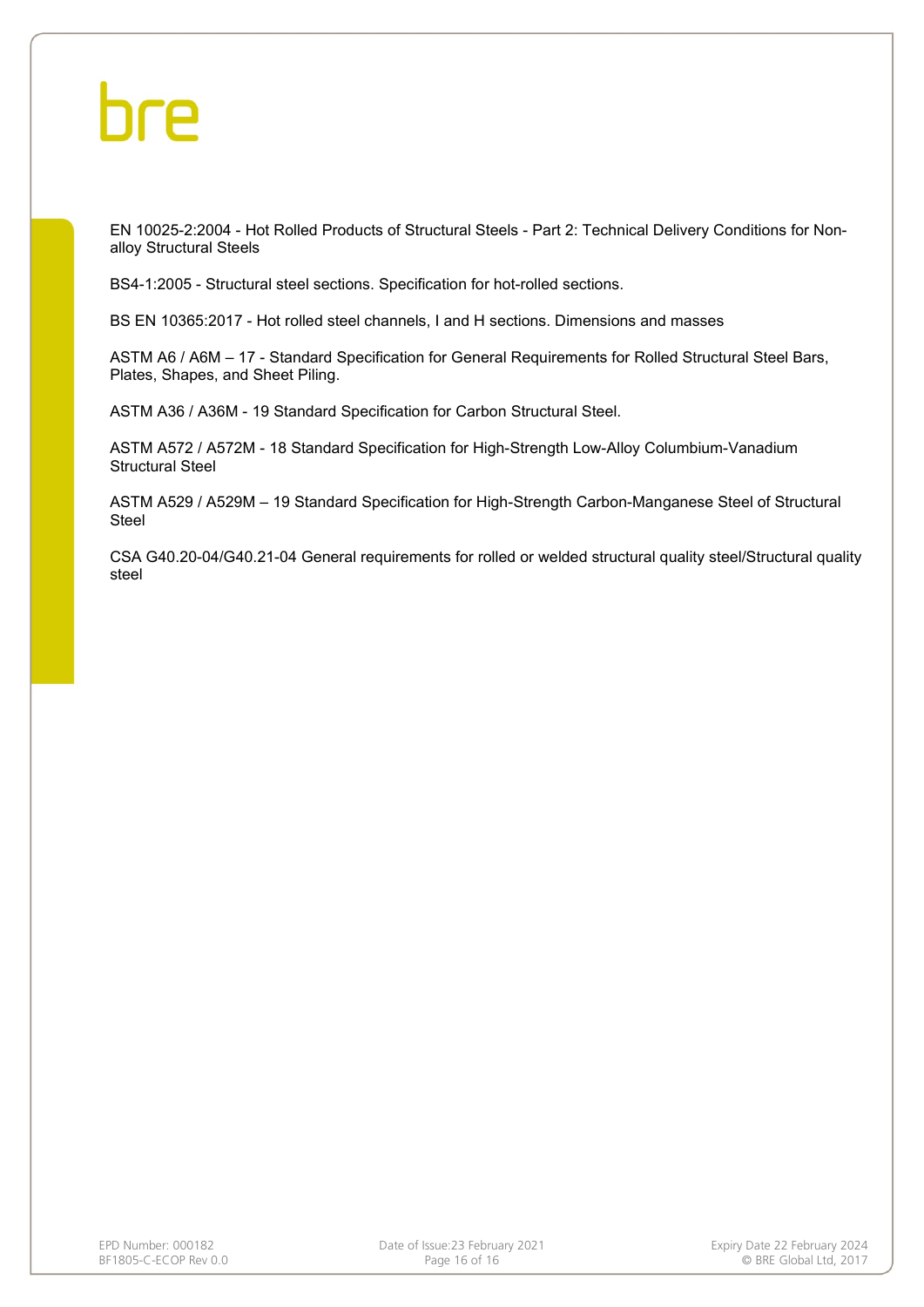EN 10025-2:2004 - Hot Rolled Products of Structural Steels - Part 2: Technical Delivery Conditions for Non-alloy Structural Steels

BS4-1:2005 - Structural steel sections. Specification for hot-rolled sections.

BS EN 10365:2017 - Hot rolled steel channels, I and H sections. Dimensions and masses

ASTM A6 / A6M – 17 - Standard Specification for General Requirements for Rolled Structural Steel Bars, Plates, Shapes, and Sheet Piling.

ASTM A36 / A36M - 19 Standard Specification for Carbon Structural Steel.

ASTM A572 / A572M - 18 Standard Specification for High-Strength Low-Alloy Columbium-Vanadium Structural Steel

ASTM A529 / A529M – 19 Standard Specification for High-Strength Carbon-Manganese Steel of Structural Steel

CSA G40.20-04/G40.21-04 General requirements for rolled or welded structural quality steel/Structural quality steel